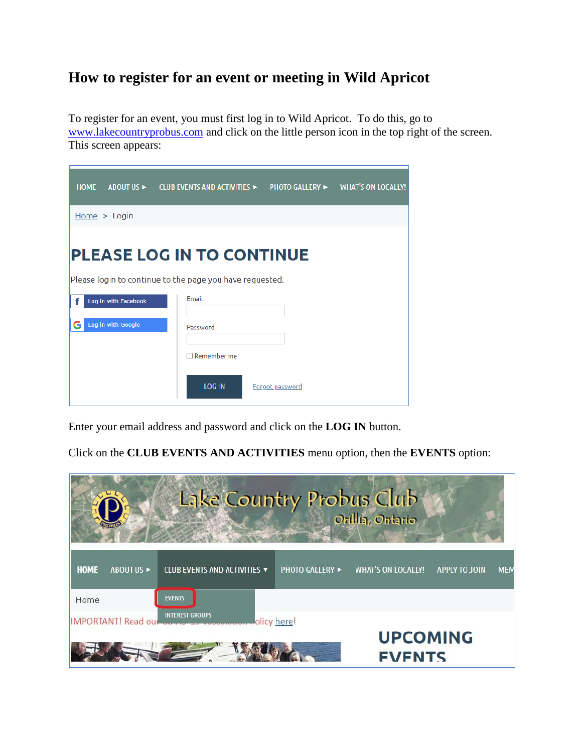# How to register for an event or meeting in Wild Apricot

To register for an event, you must first log in to Wild Apricot. To do this, go to [www.lakecountryprobus.com](http://www.lakecountryprobus.com) and click on the little person icon in the top right of the screen. This screen appears:

Enter your email address and password and click on the **LOG IN** button.

Click on the **CLUB EVENTS AND ACTIVITIES** menu option, then the **EVENTS** option: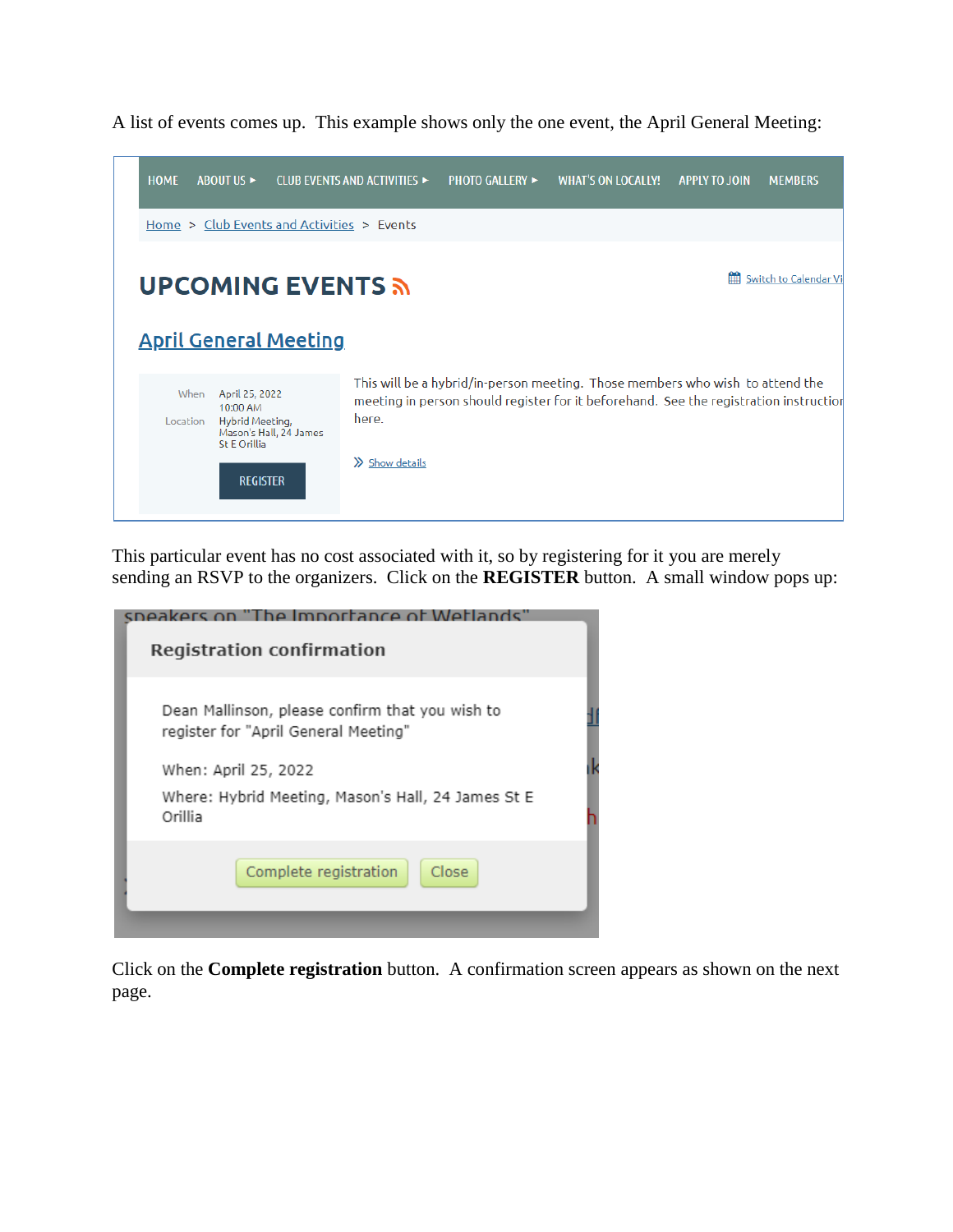A list of events comes up.  This example shows only the one event, the April General Meeting:

HOME   ABOUT US ▸   CLUB EVENTS AND ACTIVITIES ▸   PHOTO GALLERY ▸   WHAT'S ON LOCALLY!   APPLY TO JOIN   MEMBERS

Home > Club Events and Activities > Events

# UPCOMING EVENTS

Switch to Calendar Vi

## April General Meeting

When: April 25, 2022 10:00 AM

Location: Hybrid Meeting, Mason's Hall, 24 James St E Orillia

REGISTER

This will be a hybrid/in-person meeting.  Those members who wish to attend the meeting in person should register for it beforehand.  See the registration instructio here.

» Show details

This particular event has no cost associated with it, so by registering for it you are merely sending an RSVP to the organizers.  Click on the **REGISTER** button.  A small window pops up:

**Registration confirmation**

Dean Mallinson, please confirm that you wish to register for "April General Meeting"

When: April 25, 2022

Where: Hybrid Meeting, Mason's Hall, 24 James St E Orillia

Complete registration   Close

Click on the **Complete registration** button.  A confirmation screen appears as shown on the next page.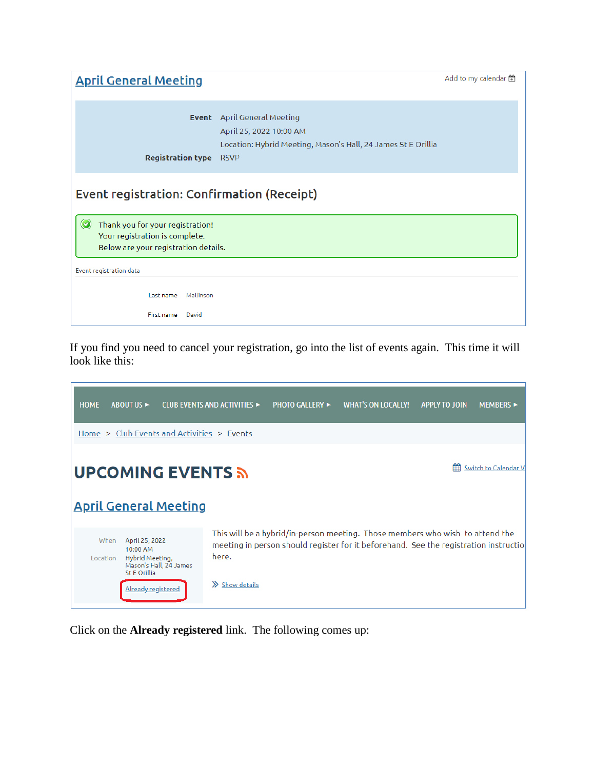## April General Meeting

Add to my calendar

**Event** April General Meeting
April 25, 2022 10:00 AM
Location: Hybrid Meeting, Mason's Hall, 24 James St E Orillia
**Registration type** RSVP

### Event registration: Confirmation (Receipt)

Thank you for your registration!
Your registration is complete.
Below are your registration details.

Event registration data

Last name Mallinson

First name David

If you find you need to cancel your registration, go into the list of events again. This time it will look like this:

HOME ABOUT US ▸ CLUB EVENTS AND ACTIVITIES ▸ PHOTO GALLERY ▸ WHAT'S ON LOCALLY! APPLY TO JOIN MEMBERS ▸

Home > Club Events and Activities > Events

## UPCOMING EVENTS

Switch to Calendar V

### April General Meeting

When April 25, 2022
10:00 AM
Location Hybrid Meeting, Mason's Hall, 24 James St E Orillia

Already registered

This will be a hybrid/in-person meeting. Those members who wish to attend the meeting in person should register for it beforehand. See the registration instructio here.

» Show details

Click on the **Already registered** link. The following comes up: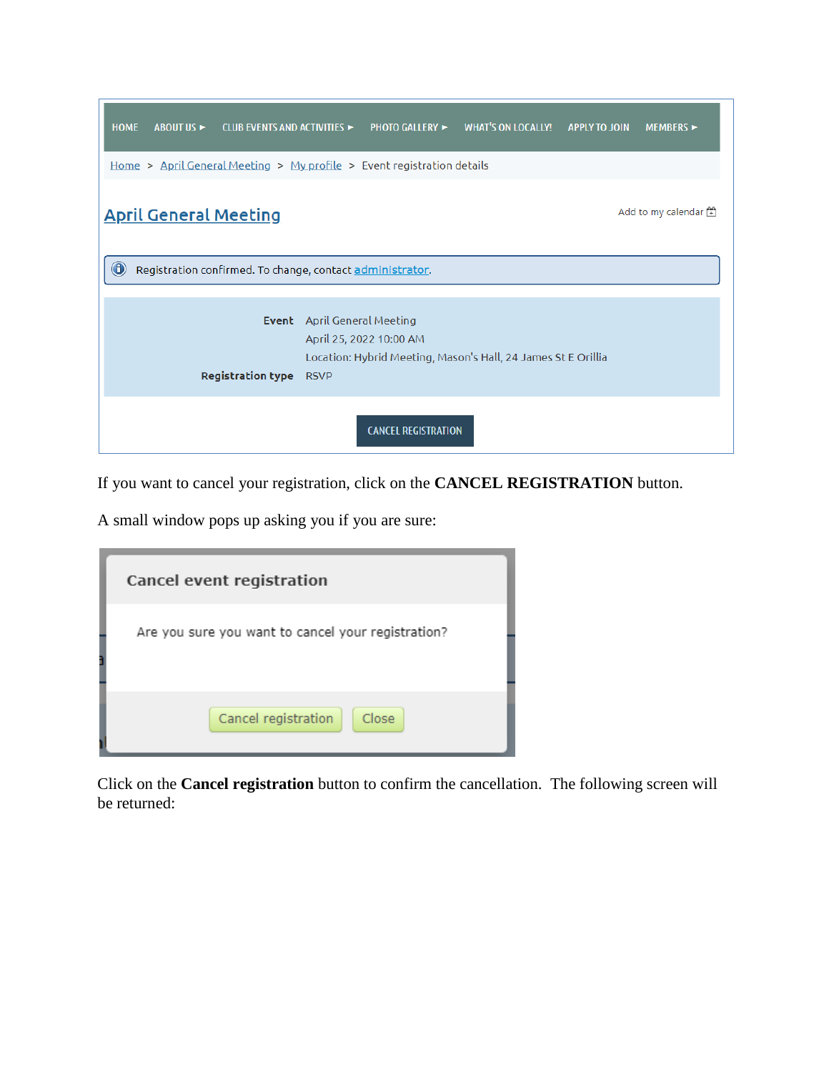HOME ABOUT US ► CLUB EVENTS AND ACTIVITIES ► PHOTO GALLERY ► WHAT'S ON LOCALLY! APPLY TO JOIN MEMBERS ►

Home > April General Meeting > My profile > Event registration details

April General Meeting

Add to my calendar

Registration confirmed. To change, contact administrator.

| | |
|---|---|
| **Event** | April General Meeting |
| | April 25, 2022 10:00 AM |
| | Location: Hybrid Meeting, Mason's Hall, 24 James St E Orillia |
| **Registration type** | RSVP |

CANCEL REGISTRATION

If you want to cancel your registration, click on the **CANCEL REGISTRATION** button.

A small window pops up asking you if you are sure:

**Cancel event registration**

Are you sure you want to cancel your registration?

Cancel registration Close

Click on the **Cancel registration** button to confirm the cancellation. The following screen will be returned: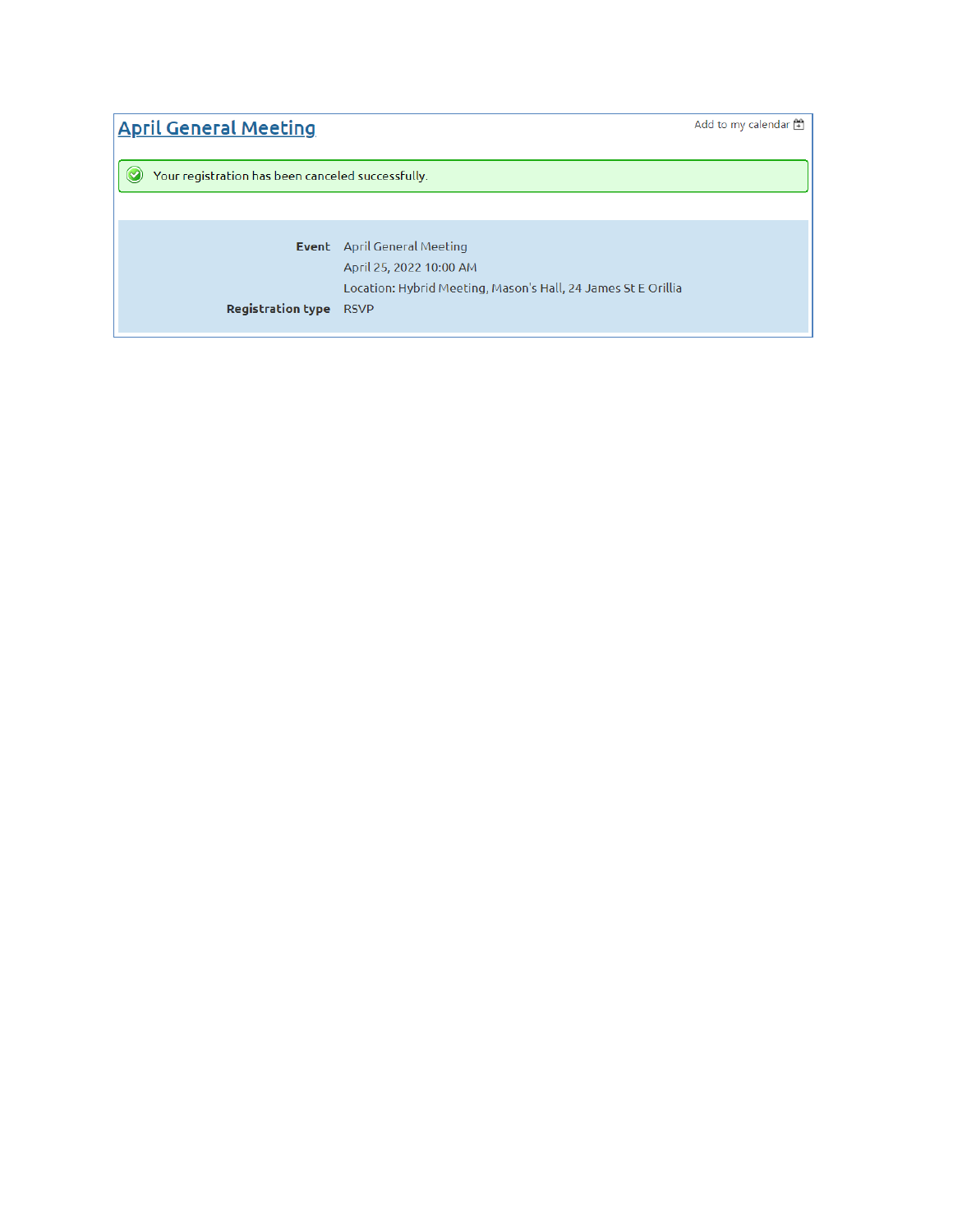# April General Meeting

Add to my calendar

Your registration has been canceled successfully.

| | |
|---|---|
| **Event** | April General Meeting |
| | April 25, 2022 10:00 AM |
| | Location: Hybrid Meeting, Mason's Hall, 24 James St E Orillia |
| **Registration type** | RSVP |